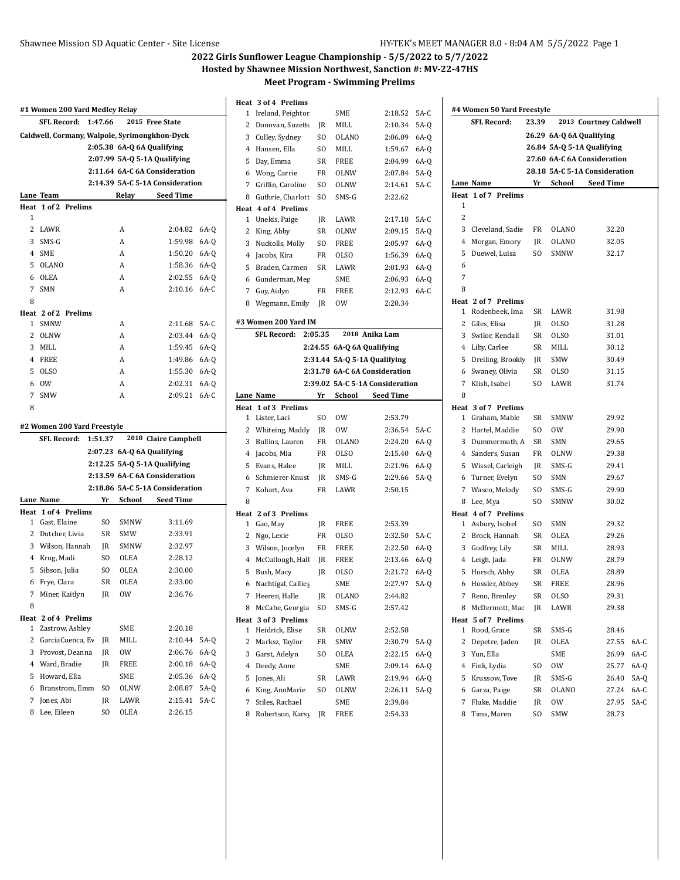## 2022 Girls Sunflower League Championship - 5/5/2022 to 5/7/2022

### Hosted by Shawnee Mission Northwest, Sanction #: MV-22-47HS

### Meet Program - Swimming Prelims

#### #1 Women 200 Yard Medley Relay

SFL Record: 1:47.66 2015 Free State
Caldwell, Cormany, Walpole, Syrimongkhon-Dyck

2:05.38 6A-Q 6A Qualifying
2:07.99 5A-Q 5-1A Qualifying
2:11.64 6A-C 6A Consideration
2:14.39 5A-C 5-1A Consideration

| Lane | Team | Relay | Seed Time | |
|---|---|---|---|---|
| **Heat 1 of 2 Prelims** | | | | |
| 1 | | | | |
| 2 | LAWR | A | 2:04.82 | 6A-Q |
| 3 | SMS-G | A | 1:59.98 | 6A-Q |
| 4 | SME | A | 1:50.20 | 6A-Q |
| 5 | OLANO | A | 1:58.36 | 6A-Q |
| 6 | OLEA | A | 2:02.55 | 6A-Q |
| 7 | SMN | A | 2:10.16 | 6A-C |
| 8 | | | | |
| **Heat 2 of 2 Prelims** | | | | |
| 1 | SMNW | A | 2:11.68 | 5A-C |
| 2 | OLNW | A | 2:03.44 | 6A-Q |
| 3 | MILL | A | 1:59.45 | 6A-Q |
| 4 | FREE | A | 1:49.86 | 6A-Q |
| 5 | OLSO | A | 1:55.30 | 6A-Q |
| 6 | OW | A | 2:02.31 | 6A-Q |
| 7 | SMW | A | 2:09.21 | 6A-C |
| 8 | | | | |

#### #2 Women 200 Yard Freestyle

SFL Record: 1:51.37 2018 Claire Campbell

2:07.23 6A-Q 6A Qualifying
2:12.25 5A-Q 5-1A Qualifying
2:13.59 6A-C 6A Consideration
2:18.86 5A-C 5-1A Consideration

| Lane | Name | Yr | School | Seed Time | |
|---|---|---|---|---|---|
| **Heat 1 of 4 Prelims** | | | | | |
| 1 | Gast, Elaine | SO | SMNW | 3:11.69 | |
| 2 | Dutcher, Livia | SR | SMW | 2:33.91 | |
| 3 | Wilson, Hannah | JR | SMNW | 2:32.97 | |
| 4 | Krug, Madi | SO | OLEA | 2:28.12 | |
| 5 | Sibson, Julia | SO | OLEA | 2:30.00 | |
| 6 | Frye, Clara | SR | OLEA | 2:33.00 | |
| 7 | Miner, Kaitlyn | JR | OW | 2:36.76 | |
| 8 | | | | | |
| **Heat 2 of 4 Prelims** | | | | | |
| 1 | Zastrow, Ashley | | SME | 2:20.18 | |
| 2 | GarciaCuenca, Ev | JR | MILL | 2:10.44 | 5A-Q |
| 3 | Provost, Deanna | JR | OW | 2:06.76 | 6A-Q |
| 4 | Ward, Bradie | JR | FREE | 2:00.18 | 6A-Q |
| 5 | Howard, Ella | | SME | 2:05.36 | 6A-Q |
| 6 | Branstrom, Emm | SO | OLNW | 2:08.87 | 5A-Q |
| 7 | Jones, Abi | JR | LAWR | 2:15.41 | 5A-C |
| 8 | Lee, Eileen | SO | OLEA | 2:26.15 | |
| **Heat 3 of 4 Prelims** | | | | | |
| 1 | Ireland, Peighton | | SME | 2:18.52 | 5A-C |
| 2 | Donovan, Suzette | JR | MILL | 2:10.34 | 5A-Q |
| 3 | Culley, Sydney | SO | OLANO | 2:06.09 | 6A-Q |
| 4 | Hansen, Ella | SO | MILL | 1:59.67 | 6A-Q |
| 5 | Day, Emma | SR | FREE | 2:04.99 | 6A-Q |
| 6 | Wong, Carrie | FR | OLNW | 2:07.84 | 5A-Q |
| 7 | Griffin, Caroline | SO | OLNW | 2:14.61 | 5A-C |
| 8 | Guthrie, Charlott | SO | SMS-G | 2:22.62 | |
| **Heat 4 of 4 Prelims** | | | | | |
| 1 | Unekis, Paige | JR | LAWR | 2:17.18 | 5A-C |
| 2 | King, Abby | SR | OLNW | 2:09.15 | 5A-Q |
| 3 | Nuckolls, Molly | SO | FREE | 2:05.97 | 6A-Q |
| 4 | Jacobs, Kira | FR | OLSO | 1:56.39 | 6A-Q |
| 5 | Braden, Carmen | SR | LAWR | 2:01.93 | 6A-Q |
| 6 | Gunderman, Meg | | SME | 2:06.93 | 6A-Q |
| 7 | Guy, Aidyn | FR | FREE | 2:12.93 | 6A-C |
| 8 | Wegmann, Emily | JR | OW | 2:20.34 | |

#### #3 Women 200 Yard IM

SFL Record: 2:05.35 2018 Anika Lam

2:24.55 6A-Q 6A Qualifying
2:31.44 5A-Q 5-1A Qualifying
2:31.78 6A-C 6A Consideration
2:39.02 5A-C 5-1A Consideration

| Lane | Name | Yr | School | Seed Time | |
|---|---|---|---|---|---|
| **Heat 1 of 3 Prelims** | | | | | |
| 1 | Lister, Laci | SO | OW | 2:53.79 | |
| 2 | Whiteing, Maddy | JR | OW | 2:36.54 | 5A-C |
| 3 | Bullins, Lauren | FR | OLANO | 2:24.20 | 6A-Q |
| 4 | Jacobs, Mia | FR | OLSO | 2:15.40 | 6A-Q |
| 5 | Evans, Halee | JR | MILL | 2:21.96 | 6A-Q |
| 6 | Schmeirer Knust | JR | SMS-G | 2:29.66 | 5A-Q |
| 7 | Kohart, Ava | FR | LAWR | 2:50.15 | |
| 8 | | | | | |
| **Heat 2 of 3 Prelims** | | | | | |
| 1 | Gao, May | JR | FREE | 2:53.39 | |
| 2 | Ngo, Lexie | FR | OLSO | 2:32.50 | 5A-C |
| 3 | Wilson, Jocelyn | FR | FREE | 2:22.50 | 6A-Q |
| 4 | McCullough, Hall | JR | FREE | 2:13.46 | 6A-Q |
| 5 | Bush, Macy | JR | OLSO | 2:21.72 | 6A-Q |
| 6 | Nachtigal, Callieg | | SME | 2:27.97 | 5A-Q |
| 7 | Heeren, Halle | JR | OLANO | 2:44.82 | |
| 8 | McCabe, Georgia | SO | SMS-G | 2:57.42 | |
| **Heat 3 of 3 Prelims** | | | | | |
| 1 | Heidrick, Elise | SR | OLNW | 2:52.58 | |
| 2 | Marksz, Taylor | FR | SMW | 2:30.79 | 5A-Q |
| 3 | Garst, Adelyn | SO | OLEA | 2:22.15 | 6A-Q |
| 4 | Deedy, Anne | | SME | 2:09.14 | 6A-Q |
| 5 | Jones, Ali | SR | LAWR | 2:19.94 | 6A-Q |
| 6 | King, AnnMarie | SO | OLNW | 2:26.11 | 5A-Q |
| 7 | Stiles, Rachael | | SME | 2:39.84 | |
| 8 | Robertson, Karsy | JR | FREE | 2:54.33 | |

#### #4 Women 50 Yard Freestyle

SFL Record: 23.39 2013 Courtney Caldwell

26.29 6A-Q 6A Qualifying
26.84 5A-Q 5-1A Qualifying
27.60 6A-C 6A Consideration
28.18 5A-C 5-1A Consideration

| Lane | Name | Yr | School | Seed Time | |
|---|---|---|---|---|---|
| **Heat 1 of 7 Prelims** | | | | | |
| 1 | | | | | |
| 2 | | | | | |
| 3 | Cleveland, Sadie | FR | OLANO | 32.20 | |
| 4 | Morgan, Emory | JR | OLANO | 32.05 | |
| 5 | Duewel, Luisa | SO | SMNW | 32.17 | |
| 6 | | | | | |
| 7 | | | | | |
| 8 | | | | | |
| **Heat 2 of 7 Prelims** | | | | | |
| 1 | Rodenbeek, Ima | SR | LAWR | 31.98 | |
| 2 | Giles, Elisa | JR | OLSO | 31.28 | |
| 3 | Swilor, Kendall | SR | OLSO | 31.01 | |
| 4 | Liby, Carlee | SR | MILL | 30.12 | |
| 5 | Dreiling, Brookly | JR | SMW | 30.49 | |
| 6 | Swaney, Olivia | SR | OLSO | 31.15 | |
| 7 | Klish, Isabel | SO | LAWR | 31.74 | |
| 8 | | | | | |
| **Heat 3 of 7 Prelims** | | | | | |
| 1 | Graham, Mable | SR | SMNW | 29.92 | |
| 2 | Hartel, Maddie | SO | OW | 29.90 | |
| 3 | Dummermuth, A | SR | SMN | 29.65 | |
| 4 | Sanders, Susan | FR | OLNW | 29.38 | |
| 5 | Wissel, Carleigh | JR | SMS-G | 29.41 | |
| 6 | Turner, Evelyn | SO | SMN | 29.67 | |
| 7 | Wasco, Melody | SO | SMS-G | 29.90 | |
| 8 | Lee, Mya | SO | SMNW | 30.02 | |
| **Heat 4 of 7 Prelims** | | | | | |
| 1 | Asbury, Isobel | SO | SMN | 29.32 | |
| 2 | Brock, Hannah | SR | OLEA | 29.26 | |
| 3 | Godfrey, Lily | SR | MILL | 28.93 | |
| 4 | Leigh, Jada | FR | OLNW | 28.79 | |
| 5 | Horsch, Abby | SR | OLEA | 28.89 | |
| 6 | Hossler, Abbey | SR | FREE | 28.96 | |
| 7 | Reno, Brenley | SR | OLSO | 29.31 | |
| 8 | McDermott, Mac | JR | LAWR | 29.38 | |
| **Heat 5 of 7 Prelims** | | | | | |
| 1 | Rood, Grace | SR | SMS-G | 28.46 | |
| 2 | Depetre, Jaden | JR | OLEA | 27.55 | 6A-C |
| 3 | Yun, Ella | | SME | 26.99 | 6A-C |
| 4 | Fink, Lydia | SO | OW | 25.77 | 6A-Q |
| 5 | Krussow, Tove | JR | SMS-G | 26.40 | 5A-Q |
| 6 | Garza, Paige | SR | OLANO | 27.24 | 6A-C |
| 7 | Fluke, Maddie | JR | OW | 27.95 | 5A-C |
| 8 | Tims, Maren | SO | SMW | 28.73 | |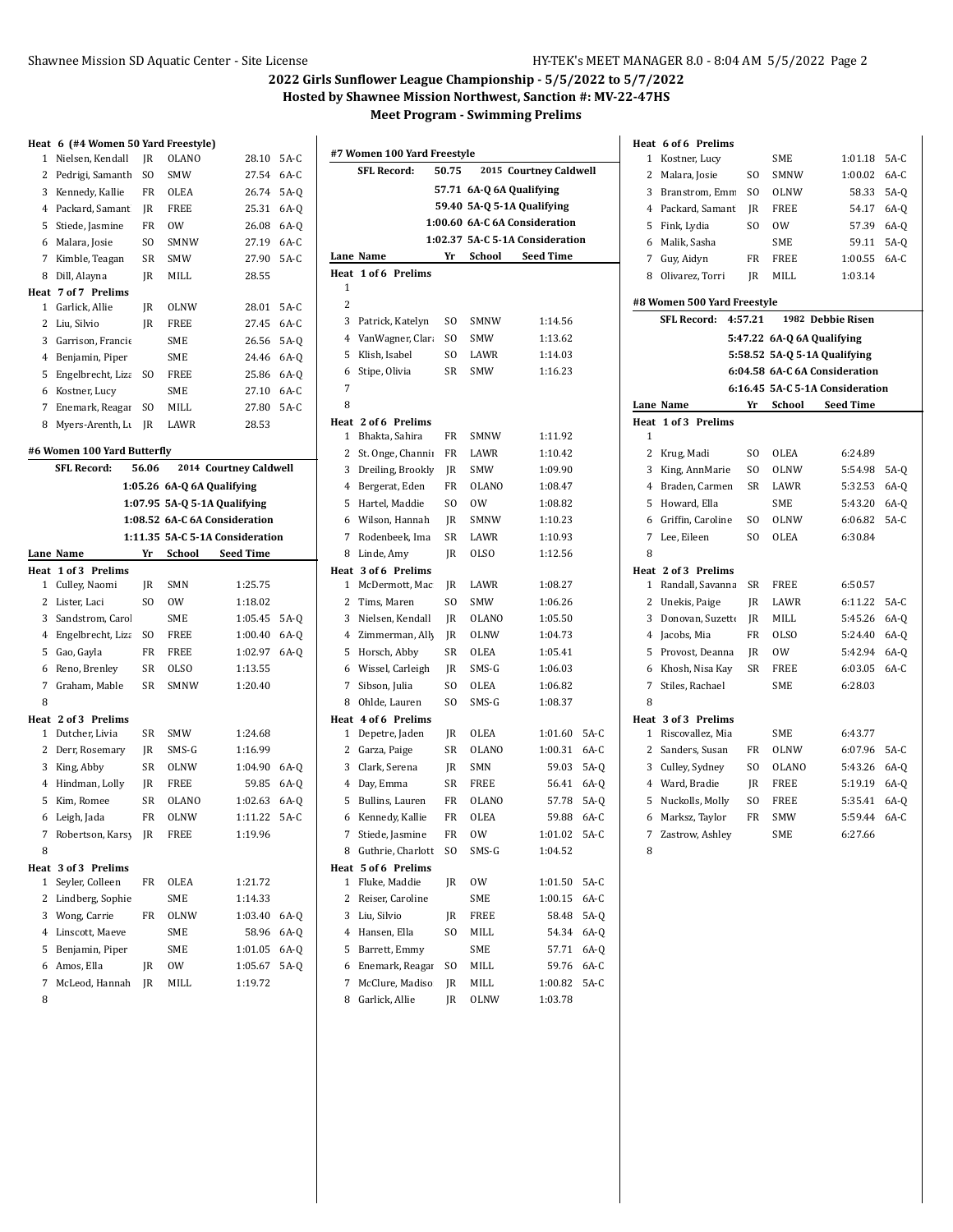# 2022 Girls Sunflower League Championship - 5/5/2022 to 5/7/2022

**Hosted by Shawnee Mission Northwest, Sanction #: MV-22-47HS**

**Meet Program - Swimming Prelims**

**Heat 6 (#4 Women 50 Yard Freestyle)**

| Lane | Name | Yr | School | Seed Time | |
|---|---|---|---|---|---|
| 1 | Nielsen, Kendall | JR | OLANO | 28.10 | 5A-C |
| 2 | Pedrigi, Samanth | SO | SMW | 27.54 | 6A-C |
| 3 | Kennedy, Kallie | FR | OLEA | 26.74 | 5A-Q |
| 4 | Packard, Samant | JR | FREE | 25.31 | 6A-Q |
| 5 | Stiede, Jasmine | FR | OW | 26.08 | 6A-Q |
| 6 | Malara, Josie | SO | SMNW | 27.19 | 6A-C |
| 7 | Kimble, Teagan | SR | SMW | 27.90 | 5A-C |
| 8 | Dill, Alayna | JR | MILL | 28.55 | |

**Heat 7 of 7 Prelims**

| Lane | Name | Yr | School | Seed Time | |
|---|---|---|---|---|---|
| 1 | Garlick, Allie | JR | OLNW | 28.01 | 5A-C |
| 2 | Liu, Silvio | JR | FREE | 27.45 | 6A-C |
| 3 | Garrison, Francie | | SME | 26.56 | 5A-Q |
| 4 | Benjamin, Piper | | SME | 24.46 | 6A-Q |
| 5 | Engelbrecht, Liza | SO | FREE | 25.86 | 6A-Q |
| 6 | Kostner, Lucy | | SME | 27.10 | 6A-C |
| 7 | Enemark, Reagar | SO | MILL | 27.80 | 5A-C |
| 8 | Myers-Arenth, Lu | JR | LAWR | 28.53 | |

## #6 Women 100 Yard Butterfly

**SFL Record:** 56.06 2014 Courtney Caldwell

1:05.26 6A-Q 6A Qualifying
1:07.95 5A-Q 5A-1A Qualifying
1:08.52 6A-C 6A Consideration
1:11.35 5A-C 5A-1A Consideration

**Heat 1 of 3 Prelims**

| Lane | Name | Yr | School | Seed Time | |
|---|---|---|---|---|---|
| 1 | Culley, Naomi | JR | SMN | 1:25.75 | |
| 2 | Lister, Laci | SO | OW | 1:18.02 | |
| 3 | Sandstrom, Carol | | SME | 1:05.45 | 5A-Q |
| 4 | Engelbrecht, Liza | SO | FREE | 1:00.40 | 6A-Q |
| 5 | Gao, Gayla | FR | FREE | 1:02.97 | 6A-Q |
| 6 | Reno, Brenley | SR | OLSO | 1:13.55 | |
| 7 | Graham, Mable | SR | SMNW | 1:20.40 | |
| 8 | | | | | |

**Heat 2 of 3 Prelims**

| Lane | Name | Yr | School | Seed Time | |
|---|---|---|---|---|---|
| 1 | Dutcher, Livia | SR | SMW | 1:24.68 | |
| 2 | Derr, Rosemary | JR | SMS-G | 1:16.99 | |
| 3 | King, Abby | SR | OLNW | 1:04.90 | 6A-Q |
| 4 | Hindman, Lolly | JR | FREE | 59.85 | 6A-Q |
| 5 | Kim, Romee | SR | OLANO | 1:02.63 | 6A-Q |
| 6 | Leigh, Jada | FR | OLNW | 1:11.22 | 5A-C |
| 7 | Robertson, Karsy | JR | FREE | 1:19.96 | |
| 8 | | | | | |

**Heat 3 of 3 Prelims**

| Lane | Name | Yr | School | Seed Time | |
|---|---|---|---|---|---|
| 1 | Seyler, Colleen | FR | OLEA | 1:21.72 | |
| 2 | Lindberg, Sophie | | SME | 1:14.33 | |
| 3 | Wong, Carrie | FR | OLNW | 1:03.40 | 6A-Q |
| 4 | Linscott, Maeve | | SME | 58.96 | 6A-Q |
| 5 | Benjamin, Piper | | SME | 1:01.05 | 6A-Q |
| 6 | Amos, Ella | JR | OW | 1:05.67 | 5A-Q |
| 7 | McLeod, Hannah | JR | MILL | 1:19.72 | |
| 8 | | | | | |

## #7 Women 100 Yard Freestyle

**SFL Record:** 50.75 2015 Courtney Caldwell

57.71 6A-Q 6A Qualifying
59.40 5A-Q 5A-1A Qualifying
1:00.60 6A-C 6A Consideration
1:02.37 5A-C 5A-1A Consideration

**Heat 1 of 6 Prelims**

| Lane | Name | Yr | School | Seed Time | |
|---|---|---|---|---|---|
| 1 | | | | | |
| 2 | | | | | |
| 3 | Patrick, Katelyn | SO | SMNW | 1:14.56 | |
| 4 | VanWagner, Clara | SO | SMW | 1:13.62 | |
| 5 | Klish, Isabel | SO | LAWR | 1:14.03 | |
| 6 | Stipe, Olivia | SR | SMW | 1:16.23 | |
| 7 | | | | | |
| 8 | | | | | |

**Heat 2 of 6 Prelims**

| Lane | Name | Yr | School | Seed Time | |
|---|---|---|---|---|---|
| 1 | Bhakta, Sahira | FR | SMNW | 1:11.92 | |
| 2 | St. Onge, Channin | FR | LAWR | 1:10.42 | |
| 3 | Dreiling, Brookly | JR | SMW | 1:09.90 | |
| 4 | Bergerat, Eden | FR | OLANO | 1:08.47 | |
| 5 | Hartel, Maddie | SO | OW | 1:08.82 | |
| 6 | Wilson, Hannah | JR | SMNW | 1:10.23 | |
| 7 | Rodenbeek, Ima | SR | LAWR | 1:10.93 | |
| 8 | Linde, Amy | JR | OLSO | 1:12.56 | |

**Heat 3 of 6 Prelims**

| Lane | Name | Yr | School | Seed Time | |
|---|---|---|---|---|---|
| 1 | McDermott, Mac | JR | LAWR | 1:08.27 | |
| 2 | Tims, Maren | SO | SMW | 1:06.26 | |
| 3 | Nielsen, Kendall | JR | OLANO | 1:05.50 | |
| 4 | Zimmerman, Ally | JR | OLNW | 1:04.73 | |
| 5 | Horsch, Abby | SR | OLEA | 1:05.41 | |
| 6 | Wissel, Carleigh | JR | SMS-G | 1:06.03 | |
| 7 | Sibson, Julia | SO | OLEA | 1:06.82 | |
| 8 | Ohlde, Lauren | SO | SMS-G | 1:08.37 | |

**Heat 4 of 6 Prelims**

| Lane | Name | Yr | School | Seed Time | |
|---|---|---|---|---|---|
| 1 | Depetre, Jaden | JR | OLEA | 1:01.60 | 5A-C |
| 2 | Garza, Paige | SR | OLANO | 1:00.31 | 6A-C |
| 3 | Clark, Serena | JR | SMN | 59.03 | 5A-Q |
| 4 | Day, Emma | SR | FREE | 56.41 | 6A-Q |
| 5 | Bullins, Lauren | FR | OLANO | 57.78 | 5A-Q |
| 6 | Kennedy, Kallie | FR | OLEA | 59.88 | 6A-C |
| 7 | Stiede, Jasmine | FR | OW | 1:01.02 | 5A-C |
| 8 | Guthrie, Charlott | SO | SMS-G | 1:04.52 | |

**Heat 5 of 6 Prelims**

| Lane | Name | Yr | School | Seed Time | |
|---|---|---|---|---|---|
| 1 | Fluke, Maddie | JR | OW | 1:01.50 | 5A-C |
| 2 | Reiser, Caroline | | SME | 1:00.15 | 6A-C |
| 3 | Liu, Silvio | JR | FREE | 58.48 | 5A-Q |
| 4 | Hansen, Ella | SO | MILL | 54.34 | 6A-Q |
| 5 | Barrett, Emmy | | SME | 57.71 | 6A-Q |
| 6 | Enemark, Reagar | SO | MILL | 59.76 | 6A-C |
| 7 | McClure, Madiso | JR | MILL | 1:00.82 | 5A-C |
| 8 | Garlick, Allie | JR | OLNW | 1:03.78 | |

**Heat 6 of 6 Prelims**

| Lane | Name | Yr | School | Seed Time | |
|---|---|---|---|---|---|
| 1 | Kostner, Lucy | | SME | 1:01.18 | 5A-C |
| 2 | Malara, Josie | SO | SMNW | 1:00.02 | 6A-C |
| 3 | Branstrom, Emm | SO | OLNW | 58.33 | 5A-Q |
| 4 | Packard, Samant | JR | FREE | 54.17 | 6A-Q |
| 5 | Fink, Lydia | SO | OW | 57.39 | 6A-Q |
| 6 | Malik, Sasha | | SME | 59.11 | 5A-Q |
| 7 | Guy, Aidyn | FR | FREE | 1:00.55 | 6A-C |
| 8 | Olivarez, Torri | JR | MILL | 1:03.14 | |

## #8 Women 500 Yard Freestyle

**SFL Record:** 4:57.21 1982 Debbie Risen

5:47.22 6A-Q 6A Qualifying
5:58.52 5A-Q 5A-1A Qualifying
6:04.58 6A-C 6A Consideration
6:16.45 5A-C 5A-1A Consideration

**Heat 1 of 3 Prelims**

| Lane | Name | Yr | School | Seed Time | |
|---|---|---|---|---|---|
| 1 | | | | | |
| 2 | Krug, Madi | SO | OLEA | 6:24.89 | |
| 3 | King, AnnMarie | SO | OLNW | 5:54.98 | 5A-Q |
| 4 | Braden, Carmen | SR | LAWR | 5:32.53 | 6A-Q |
| 5 | Howard, Ella | | SME | 5:43.20 | 6A-Q |
| 6 | Griffin, Caroline | SO | OLNW | 6:06.82 | 5A-C |
| 7 | Lee, Eileen | SO | OLEA | 6:30.84 | |
| 8 | | | | | |

**Heat 2 of 3 Prelims**

| Lane | Name | Yr | School | Seed Time | |
|---|---|---|---|---|---|
| 1 | Randall, Savanna | SR | FREE | 6:50.57 | |
| 2 | Unekis, Paige | JR | LAWR | 6:11.22 | 5A-C |
| 3 | Donovan, Suzette | JR | MILL | 5:45.26 | 6A-Q |
| 4 | Jacobs, Mia | FR | OLSO | 5:24.40 | 6A-Q |
| 5 | Provost, Deanna | JR | OW | 5:42.94 | 6A-Q |
| 6 | Khosh, Nisa Kay | SR | FREE | 6:03.05 | 6A-C |
| 7 | Stiles, Rachael | | SME | 6:28.03 | |
| 8 | | | | | |

**Heat 3 of 3 Prelims**

| Lane | Name | Yr | School | Seed Time | |
|---|---|---|---|---|---|
| 1 | Riscovallez, Mia | | SME | 6:43.77 | |
| 2 | Sanders, Susan | FR | OLNW | 6:07.96 | 5A-C |
| 3 | Culley, Sydney | SO | OLANO | 5:43.26 | 6A-Q |
| 4 | Ward, Bradie | JR | FREE | 5:19.19 | 6A-Q |
| 5 | Nuckolls, Molly | SO | FREE | 5:35.41 | 6A-Q |
| 6 | Marksz, Taylor | FR | SMW | 5:59.44 | 6A-C |
| 7 | Zastrow, Ashley | | SME | 6:27.66 | |
| 8 | | | | | |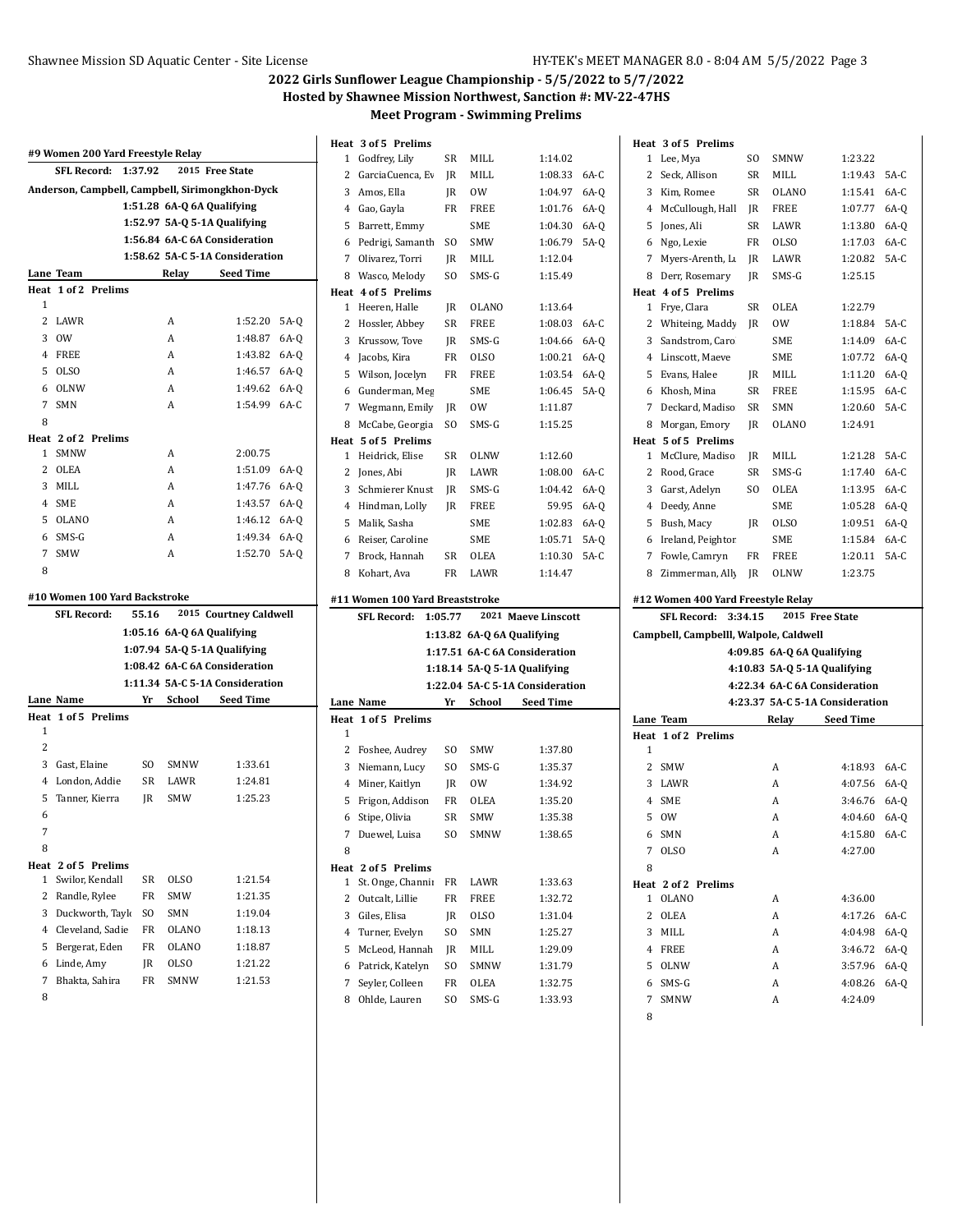## 2022 Girls Sunflower League Championship - 5/5/2022 to 5/7/2022
### Hosted by Shawnee Mission Northwest, Sanction #: MV-22-47HS
### Meet Program - Swimming Prelims

#### #9 Women 200 Yard Freestyle Relay

SFL Record: 1:37.92 2015 Free State
Anderson, Campbell, Campbell, Sirimongkhon-Dyck

1:51.28 6A-Q 6A Qualifying
1:52.97 5A-Q 5-1A Qualifying
1:56.84 6A-C 6A Consideration
1:58.62 5A-C 5-1A Consideration

| Lane | Team | Relay | Seed Time | |
|---|---|---|---|---|
| **Heat 1 of 2 Prelims** | | | | |
| 1 | | | | |
| 2 | LAWR | A | 1:52.20 | 5A-Q |
| 3 | OW | A | 1:48.87 | 6A-Q |
| 4 | FREE | A | 1:43.82 | 6A-Q |
| 5 | OLSO | A | 1:46.57 | 6A-Q |
| 6 | OLNW | A | 1:49.62 | 6A-Q |
| 7 | SMN | A | 1:54.99 | 6A-C |
| 8 | | | | |
| **Heat 2 of 2 Prelims** | | | | |
| 1 | SMNW | A | 2:00.75 | |
| 2 | OLEA | A | 1:51.09 | 6A-Q |
| 3 | MILL | A | 1:47.76 | 6A-Q |
| 4 | SME | A | 1:43.57 | 6A-Q |
| 5 | OLANO | A | 1:46.12 | 6A-Q |
| 6 | SMS-G | A | 1:49.34 | 6A-Q |
| 7 | SMW | A | 1:52.70 | 5A-Q |
| 8 | | | | |

#### #10 Women 100 Yard Backstroke

SFL Record: 55.16 2015 Courtney Caldwell

1:05.16 6A-Q 6A Qualifying
1:07.94 5A-Q 5-1A Qualifying
1:08.42 6A-C 6A Consideration
1:11.34 5A-C 5-1A Consideration

| Lane | Name | Yr | School | Seed Time | |
|---|---|---|---|---|---|
| **Heat 1 of 5 Prelims** | | | | | |
| 1 | | | | | |
| 2 | | | | | |
| 3 | Gast, Elaine | SO | SMNW | 1:33.61 | |
| 4 | London, Addie | SR | LAWR | 1:24.81 | |
| 5 | Tanner, Kierra | JR | SMW | 1:25.23 | |
| 6 | | | | | |
| 7 | | | | | |
| 8 | | | | | |
| **Heat 2 of 5 Prelims** | | | | | |
| 1 | Swilor, Kendall | SR | OLSO | 1:21.54 | |
| 2 | Randle, Rylee | FR | SMW | 1:21.35 | |
| 3 | Duckworth, Taylo | SO | SMN | 1:19.04 | |
| 4 | Cleveland, Sadie | FR | OLANO | 1:18.13 | |
| 5 | Bergerat, Eden | FR | OLANO | 1:18.87 | |
| 6 | Linde, Amy | JR | OLSO | 1:21.22 | |
| 7 | Bhakta, Sahira | FR | SMNW | 1:21.53 | |
| 8 | | | | | |
| **Heat 3 of 5 Prelims** | | | | | |
| 1 | Godfrey, Lily | SR | MILL | 1:14.02 | |
| 2 | GarciaCuenca, Ev | JR | MILL | 1:08.33 | 6A-C |
| 3 | Amos, Ella | JR | OW | 1:04.97 | 6A-Q |
| 4 | Gao, Gayla | FR | FREE | 1:01.76 | 6A-Q |
| 5 | Barrett, Emmy | | SME | 1:04.30 | 6A-Q |
| 6 | Pedrigi, Samanth | SO | SMW | 1:06.79 | 5A-Q |
| 7 | Olivarez, Torri | JR | MILL | 1:12.04 | |
| 8 | Wasco, Melody | SO | SMS-G | 1:15.49 | |
| **Heat 4 of 5 Prelims** | | | | | |
| 1 | Heeren, Halle | JR | OLANO | 1:13.64 | |
| 2 | Hossler, Abbey | SR | FREE | 1:08.03 | 6A-C |
| 3 | Krussow, Tove | JR | SMS-G | 1:04.66 | 6A-Q |
| 4 | Jacobs, Kira | FR | OLSO | 1:00.21 | 6A-Q |
| 5 | Wilson, Jocelyn | FR | FREE | 1:03.54 | 6A-Q |
| 6 | Gunderman, Meg | | SME | 1:06.45 | 5A-Q |
| 7 | Wegmann, Emily | JR | OW | 1:11.87 | |
| 8 | McCabe, Georgia | SO | SMS-G | 1:15.25 | |
| **Heat 5 of 5 Prelims** | | | | | |
| 1 | Heidrick, Elise | SR | OLNW | 1:12.60 | |
| 2 | Jones, Abi | JR | LAWR | 1:08.00 | 6A-C |
| 3 | Schmierer Knust | JR | SMS-G | 1:04.42 | 6A-Q |
| 4 | Hindman, Lolly | JR | FREE | 59.95 | 6A-Q |
| 5 | Malik, Sasha | | SME | 1:02.83 | 6A-Q |
| 6 | Reiser, Caroline | | SME | 1:05.71 | 5A-Q |
| 7 | Brock, Hannah | SR | OLEA | 1:10.30 | 5A-C |
| 8 | Kohart, Ava | FR | LAWR | 1:14.47 | |

#### #11 Women 100 Yard Breaststroke

SFL Record: 1:05.77 2021 Maeve Linscott

1:13.82 6A-Q 6A Qualifying
1:17.51 6A-C 6A Consideration
1:18.14 5A-Q 5-1A Qualifying
1:22.04 5A-C 5-1A Consideration

| Lane | Name | Yr | School | Seed Time | |
|---|---|---|---|---|---|
| **Heat 1 of 5 Prelims** | | | | | |
| 1 | | | | | |
| 2 | Foshee, Audrey | SO | SMW | 1:37.80 | |
| 3 | Niemann, Lucy | SO | SMS-G | 1:35.37 | |
| 4 | Miner, Kaitlyn | JR | OW | 1:34.92 | |
| 5 | Frigon, Addison | FR | OLEA | 1:35.20 | |
| 6 | Stipe, Olivia | SR | SMW | 1:35.38 | |
| 7 | Duewel, Luisa | SO | SMNW | 1:38.65 | |
| 8 | | | | | |
| **Heat 2 of 5 Prelims** | | | | | |
| 1 | St. Onge, Channi | FR | LAWR | 1:33.63 | |
| 2 | Outcalt, Lillie | FR | FREE | 1:32.72 | |
| 3 | Giles, Elisa | JR | OLSO | 1:31.04 | |
| 4 | Turner, Evelyn | SO | SMN | 1:25.27 | |
| 5 | McLeod, Hannah | JR | MILL | 1:29.09 | |
| 6 | Patrick, Katelyn | SO | SMNW | 1:31.79 | |
| 7 | Seyler, Colleen | FR | OLEA | 1:32.75 | |
| 8 | Ohlde, Lauren | SO | SMS-G | 1:33.93 | |
| **Heat 3 of 5 Prelims** | | | | | |
| 1 | Lee, Mya | SO | SMNW | 1:23.22 | |
| 2 | Seck, Allison | SR | MILL | 1:19.43 | 5A-C |
| 3 | Kim, Romee | SR | OLANO | 1:15.41 | 6A-C |
| 4 | McCullough, Hall | JR | FREE | 1:07.77 | 6A-Q |
| 5 | Jones, Ali | SR | LAWR | 1:13.80 | 6A-Q |
| 6 | Ngo, Lexie | FR | OLSO | 1:17.03 | 6A-C |
| 7 | Myers-Arenth, Lu | JR | LAWR | 1:20.82 | 5A-C |
| 8 | Derr, Rosemary | JR | SMS-G | 1:25.15 | |
| **Heat 4 of 5 Prelims** | | | | | |
| 1 | Frye, Clara | SR | OLEA | 1:22.79 | |
| 2 | Whiteing, Maddy | JR | OW | 1:18.84 | 5A-C |
| 3 | Sandstrom, Caro | | SME | 1:14.09 | 6A-C |
| 4 | Linscott, Maeve | | SME | 1:07.72 | 6A-Q |
| 5 | Evans, Halee | JR | MILL | 1:11.20 | 6A-Q |
| 6 | Khosh, Mina | SR | FREE | 1:15.95 | 6A-C |
| 7 | Deckard, Madiso | SR | SMN | 1:20.60 | 5A-C |
| 8 | Morgan, Emory | JR | OLANO | 1:24.91 | |
| **Heat 5 of 5 Prelims** | | | | | |
| 1 | McClure, Madiso | JR | MILL | 1:21.28 | 5A-C |
| 2 | Rood, Grace | SR | SMS-G | 1:17.40 | 6A-C |
| 3 | Garst, Adelyn | SO | OLEA | 1:13.95 | 6A-C |
| 4 | Deedy, Anne | | SME | 1:05.28 | 6A-Q |
| 5 | Bush, Macy | JR | OLSO | 1:09.51 | 6A-Q |
| 6 | Ireland, Peighton | | SME | 1:15.84 | 6A-C |
| 7 | Fowle, Camryn | FR | FREE | 1:20.11 | 5A-C |
| 8 | Zimmerman, Ally | JR | OLNW | 1:23.75 | |

#### #12 Women 400 Yard Freestyle Relay

SFL Record: 3:34.15 2015 Free State
Campbell, Campbelll, Walpole, Caldwell

4:09.85 6A-Q 6A Qualifying
4:10.83 5A-Q 5-1A Qualifying
4:22.34 6A-C 6A Consideration
4:23.37 5A-C 5-1A Consideration

| Lane | Team | Relay | Seed Time | |
|---|---|---|---|---|
| **Heat 1 of 2 Prelims** | | | | |
| 1 | | | | |
| 2 | SMW | A | 4:18.93 | 6A-C |
| 3 | LAWR | A | 4:07.56 | 6A-Q |
| 4 | SME | A | 3:46.76 | 6A-Q |
| 5 | OW | A | 4:04.60 | 6A-Q |
| 6 | SMN | A | 4:15.80 | 6A-C |
| 7 | OLSO | A | 4:27.00 | |
| 8 | | | | |
| **Heat 2 of 2 Prelims** | | | | |
| 1 | OLANO | A | 4:36.00 | |
| 2 | OLEA | A | 4:17.26 | 6A-C |
| 3 | MILL | A | 4:04.98 | 6A-Q |
| 4 | FREE | A | 3:46.72 | 6A-Q |
| 5 | OLNW | A | 3:57.96 | 6A-Q |
| 6 | SMS-G | A | 4:08.26 | 6A-Q |
| 7 | SMNW | A | 4:24.09 | |
| 8 | | | | |